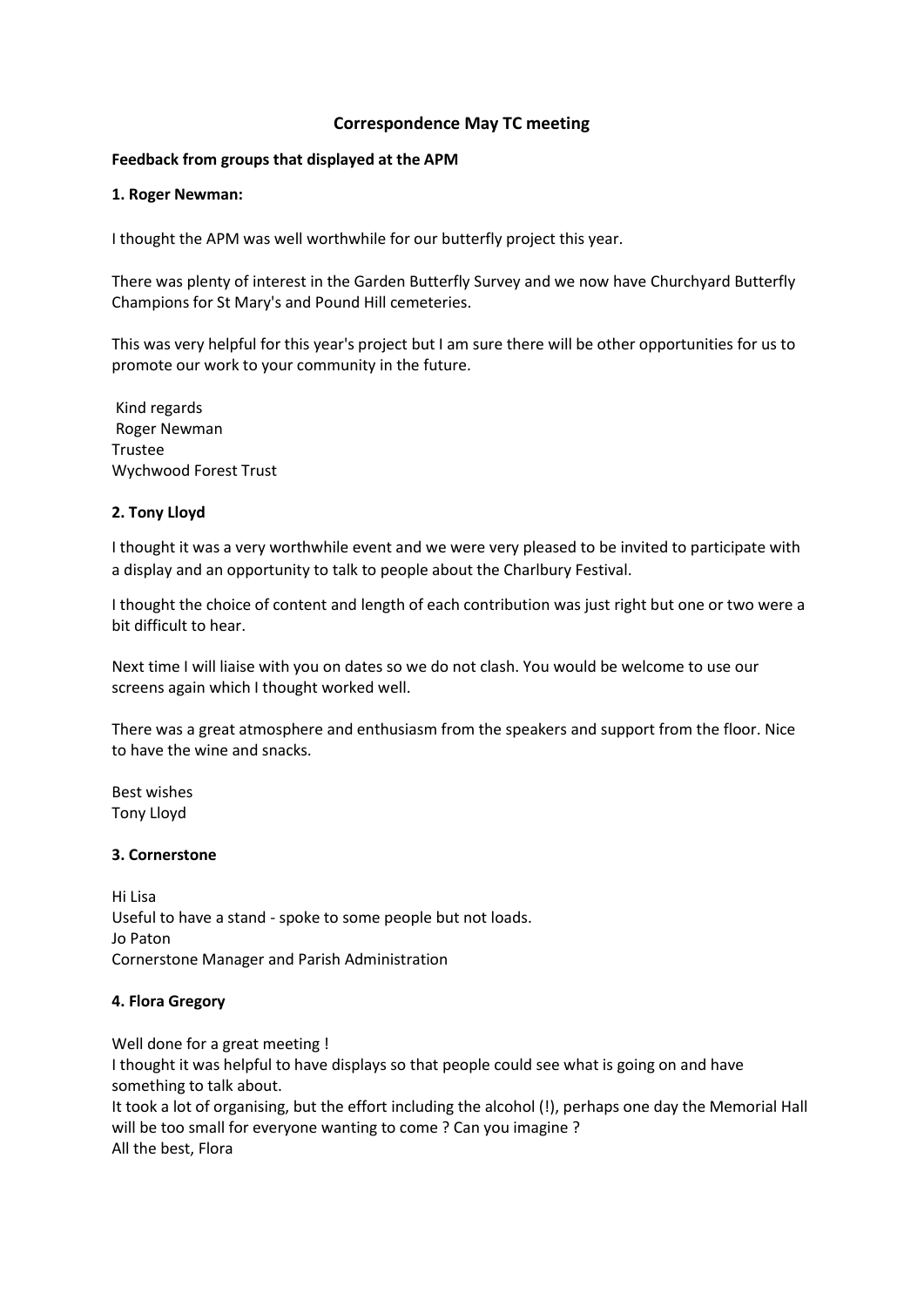# Correspondence May TC meeting

**Feedback from groups that displayed at the APM**

**1. Roger Newman:**

I thought the APM was well worthwhile for our butterfly project this year.

There was plenty of interest in the Garden Butterfly Survey and we now have Churchyard Butterfly Champions for St Mary's and Pound Hill cemeteries.

This was very helpful for this year's project but I am sure there will be other opportunities for us to promote our work to your community in the future.

Kind regards
Roger Newman
Trustee
Wychwood Forest Trust

**2. Tony Lloyd**

I thought it was a very worthwhile event and we were very pleased to be invited to participate with a display and an opportunity to talk to people about the Charlbury Festival.

I thought the choice of content and length of each contribution was just right but one or two were a bit difficult to hear.

Next time I will liaise with you on dates so we do not clash. You would be welcome to use our screens again which I thought worked well.

There was a great atmosphere and enthusiasm from the speakers and support from the floor. Nice to have the wine and snacks.

Best wishes
Tony Lloyd

**3. Cornerstone**

Hi Lisa
Useful to have a stand - spoke to some people but not loads.
Jo Paton
Cornerstone Manager and Parish Administration

**4. Flora Gregory**

Well done for a great meeting !
I thought it was helpful to have displays so that people could see what is going on and have something to talk about.
It took a lot of organising, but the effort including the alcohol (!), perhaps one day the Memorial Hall will be too small for everyone wanting to come ? Can you imagine ?
All the best, Flora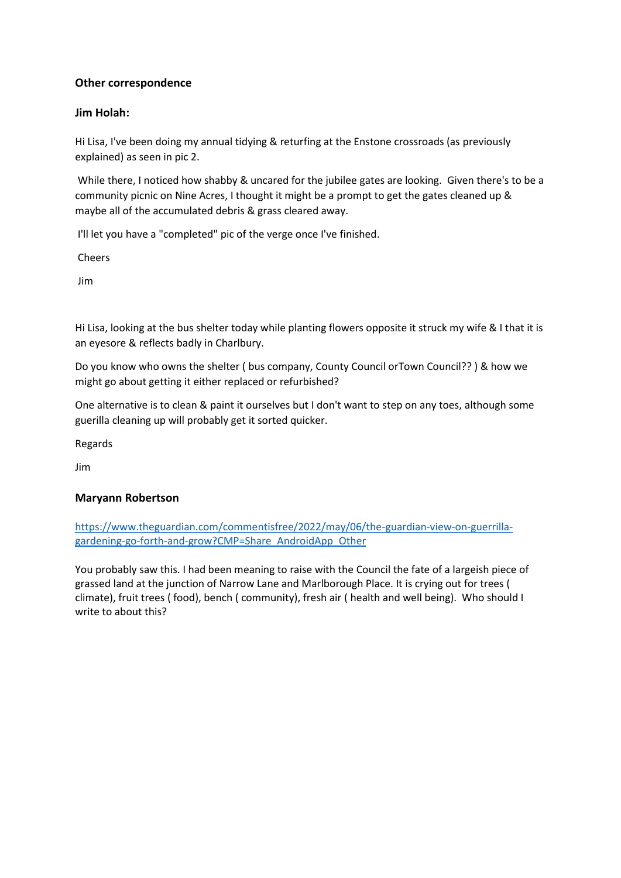### Other correspondence

### Jim Holah:

Hi Lisa, I've been doing my annual tidying & returfing at the Enstone crossroads (as previously explained) as seen in pic 2.

While there, I noticed how shabby & uncared for the jubilee gates are looking. Given there's to be a community picnic on Nine Acres, I thought it might be a prompt to get the gates cleaned up & maybe all of the accumulated debris & grass cleared away.

I'll let you have a "completed" pic of the verge once I've finished.

Cheers

Jim

Hi Lisa, looking at the bus shelter today while planting flowers opposite it struck my wife & I that it is an eyesore & reflects badly in Charlbury.

Do you know who owns the shelter ( bus company, County Council orTown Council?? ) & how we might go about getting it either replaced or refurbished?

One alternative is to clean & paint it ourselves but I don't want to step on any toes, although some guerilla cleaning up will probably get it sorted quicker.

Regards

Jim

### Maryann Robertson

[https://www.theguardian.com/commentisfree/2022/may/06/the-guardian-view-on-guerrilla-gardening-go-forth-and-grow?CMP=Share_AndroidApp_Other](https://www.theguardian.com/commentisfree/2022/may/06/the-guardian-view-on-guerrilla-gardening-go-forth-and-grow?CMP=Share_AndroidApp_Other)

You probably saw this. I had been meaning to raise with the Council the fate of a largeish piece of grassed land at the junction of Narrow Lane and Marlborough Place. It is crying out for trees ( climate), fruit trees ( food), bench ( community), fresh air ( health and well being). Who should I write to about this?